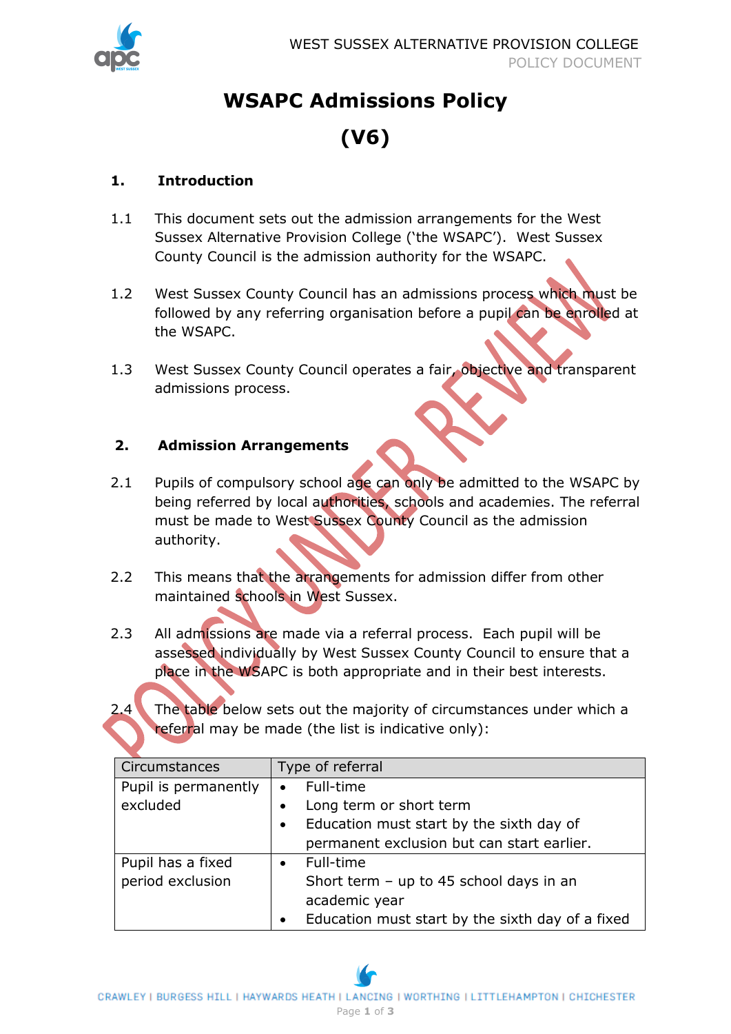# WSAPC Admissions Policy

# (V6)

## 1. Introduction

1.1 This document sets out the admission arrangements for the West Sussex Alternative Provision College ('the WSAPC'). West Sussex County Council is the admission authority for the WSAPC.

1.2 West Sussex County Council has an admissions process which must be followed by any referring organisation before a pupil can be enrolled at the WSAPC.

1.3 West Sussex County Council operates a fair, objective and transparent admissions process.

## 2. Admission Arrangements

2.1 Pupils of compulsory school age can only be admitted to the WSAPC by being referred by local authorities, schools and academies. The referral must be made to West Sussex County Council as the admission authority.

2.2 This means that the arrangements for admission differ from other maintained schools in West Sussex.

2.3 All admissions are made via a referral process. Each pupil will be assessed individually by West Sussex County Council to ensure that a place in the WSAPC is both appropriate and in their best interests.

2.4 The table below sets out the majority of circumstances under which a referral may be made (the list is indicative only):

| Circumstances | Type of referral |
|---|---|
| Pupil is permanently excluded | • Full-time<br>• Long term or short term<br>• Education must start by the sixth day of permanent exclusion but can start earlier. |
| Pupil has a fixed period exclusion | • Full-time<br>Short term – up to 45 school days in an academic year<br>• Education must start by the sixth day of a fixed |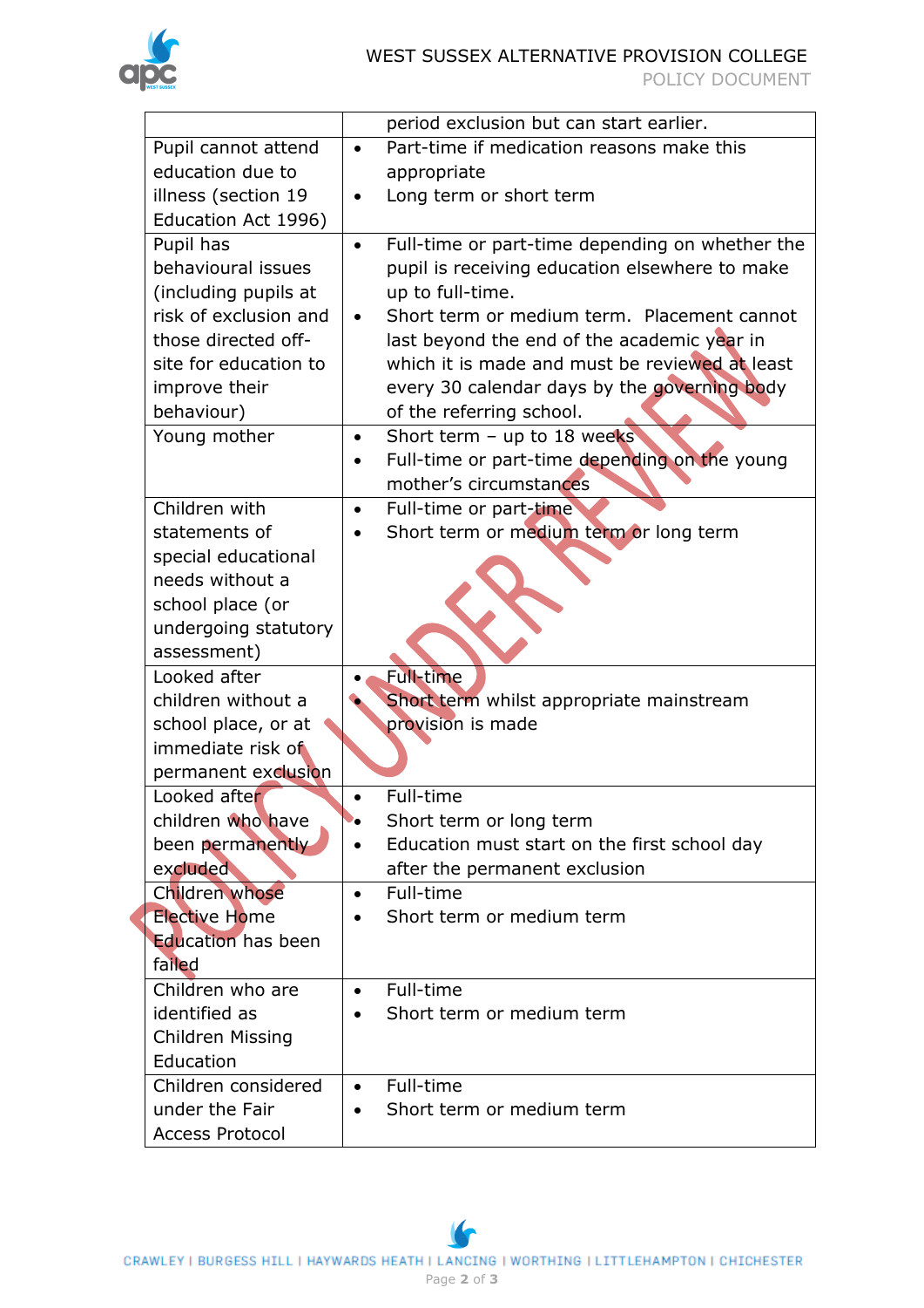| | |
|---|---|
| | period exclusion but can start earlier. |
| Pupil cannot attend education due to illness (section 19 Education Act 1996) | • Part-time if medication reasons make this appropriate<br>• Long term or short term |
| Pupil has behavioural issues (including pupils at risk of exclusion and those directed off-site for education to improve their behaviour) | • Full-time or part-time depending on whether the pupil is receiving education elsewhere to make up to full-time.<br>• Short term or medium term. Placement cannot last beyond the end of the academic year in which it is made and must be reviewed at least every 30 calendar days by the governing body of the referring school. |
| Young mother | • Short term – up to 18 weeks<br>• Full-time or part-time depending on the young mother's circumstances |
| Children with statements of special educational needs without a school place (or undergoing statutory assessment) | • Full-time or part-time<br>• Short term or medium term or long term |
| Looked after children without a school place, or at immediate risk of permanent exclusion | • Full-time<br>• Short term whilst appropriate mainstream provision is made |
| Looked after children who have been permanently excluded | • Full-time<br>• Short term or long term<br>• Education must start on the first school day after the permanent exclusion |
| Children whose Elective Home Education has been failed | • Full-time<br>• Short term or medium term |
| Children who are identified as Children Missing Education | • Full-time<br>• Short term or medium term |
| Children considered under the Fair Access Protocol | • Full-time<br>• Short term or medium term |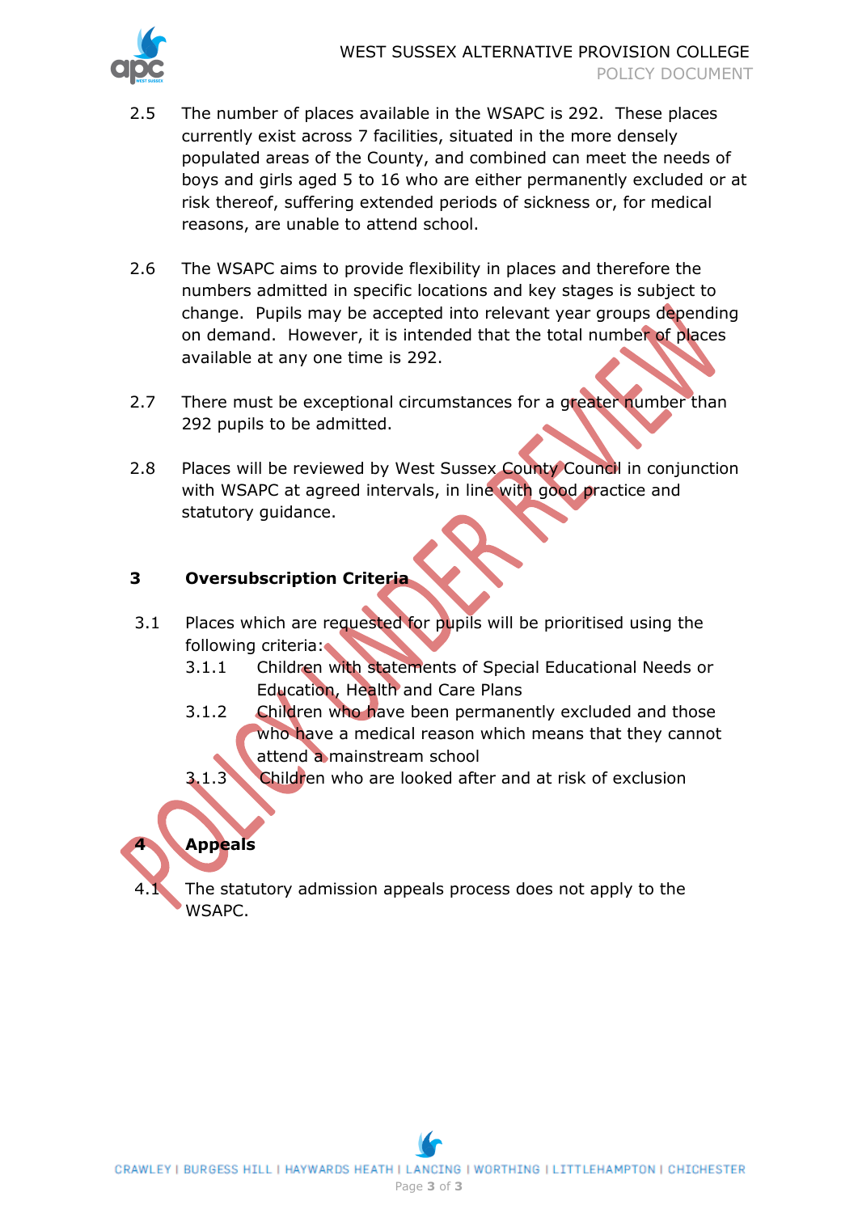2.5 The number of places available in the WSAPC is 292. These places currently exist across 7 facilities, situated in the more densely populated areas of the County, and combined can meet the needs of boys and girls aged 5 to 16 who are either permanently excluded or at risk thereof, suffering extended periods of sickness or, for medical reasons, are unable to attend school.

2.6 The WSAPC aims to provide flexibility in places and therefore the numbers admitted in specific locations and key stages is subject to change. Pupils may be accepted into relevant year groups depending on demand. However, it is intended that the total number of places available at any one time is 292.

2.7 There must be exceptional circumstances for a greater number than 292 pupils to be admitted.

2.8 Places will be reviewed by West Sussex County Council in conjunction with WSAPC at agreed intervals, in line with good practice and statutory guidance.

## 3 Oversubscription Criteria

3.1 Places which are requested for pupils will be prioritised using the following criteria:

- 3.1.1 Children with statements of Special Educational Needs or Education, Health and Care Plans
- 3.1.2 Children who have been permanently excluded and those who have a medical reason which means that they cannot attend a mainstream school
- 3.1.3 Children who are looked after and at risk of exclusion

## 4 Appeals

4.1 The statutory admission appeals process does not apply to the WSAPC.